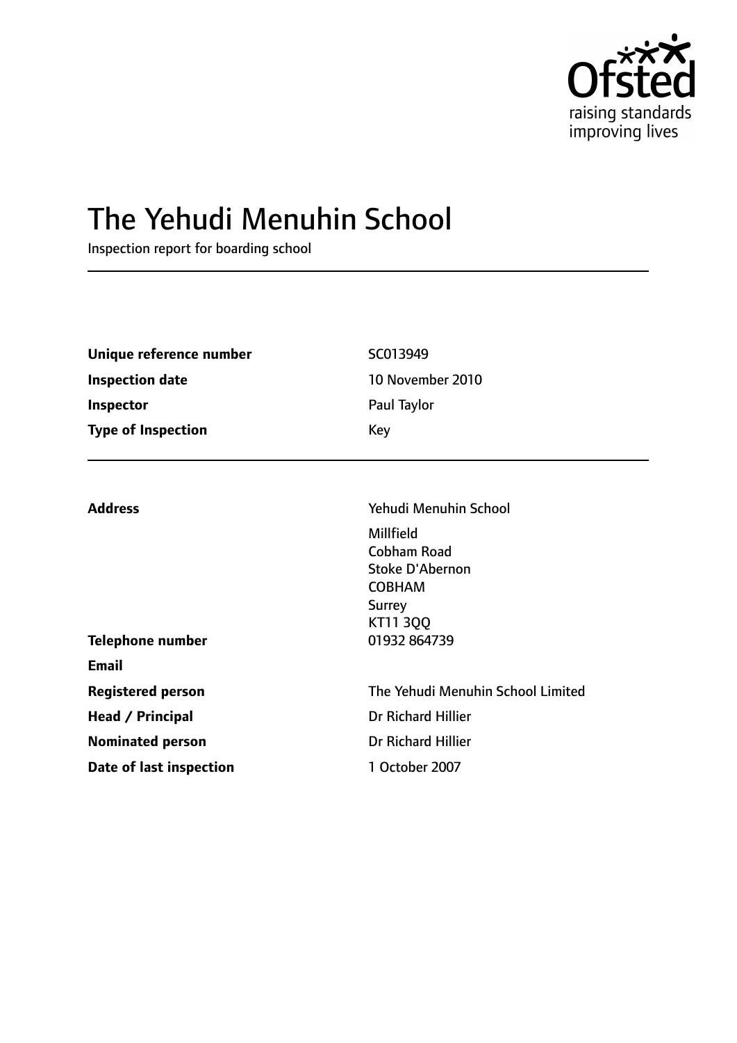Ofsted
raising standards
improving lives

# The Yehudi Menuhin School

Inspection report for boarding school

| | |
|---|---|
| **Unique reference number** | SC013949 |
| **Inspection date** | 10 November 2010 |
| **Inspector** | Paul Taylor |
| **Type of Inspection** | Key |

| | |
|---|---|
| **Address** | Yehudi Menuhin School<br>Millfield<br>Cobham Road<br>Stoke D'Abernon<br>COBHAM<br>Surrey<br>KT11 3QQ |
| **Telephone number** | 01932 864739 |
| **Email** | |
| **Registered person** | The Yehudi Menuhin School Limited |
| **Head / Principal** | Dr Richard Hillier |
| **Nominated person** | Dr Richard Hillier |
| **Date of last inspection** | 1 October 2007 |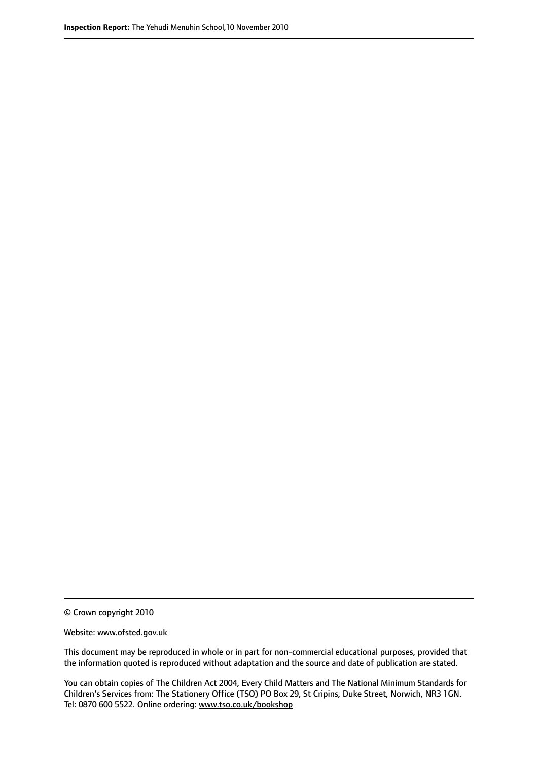© Crown copyright 2010

Website: www.ofsted.gov.uk

This document may be reproduced in whole or in part for non-commercial educational purposes, provided that the information quoted is reproduced without adaptation and the source and date of publication are stated.

You can obtain copies of The Children Act 2004, Every Child Matters and The National Minimum Standards for Children's Services from: The Stationery Office (TSO) PO Box 29, St Cripins, Duke Street, Norwich, NR3 1GN. Tel: 0870 600 5522. Online ordering: www.tso.co.uk/bookshop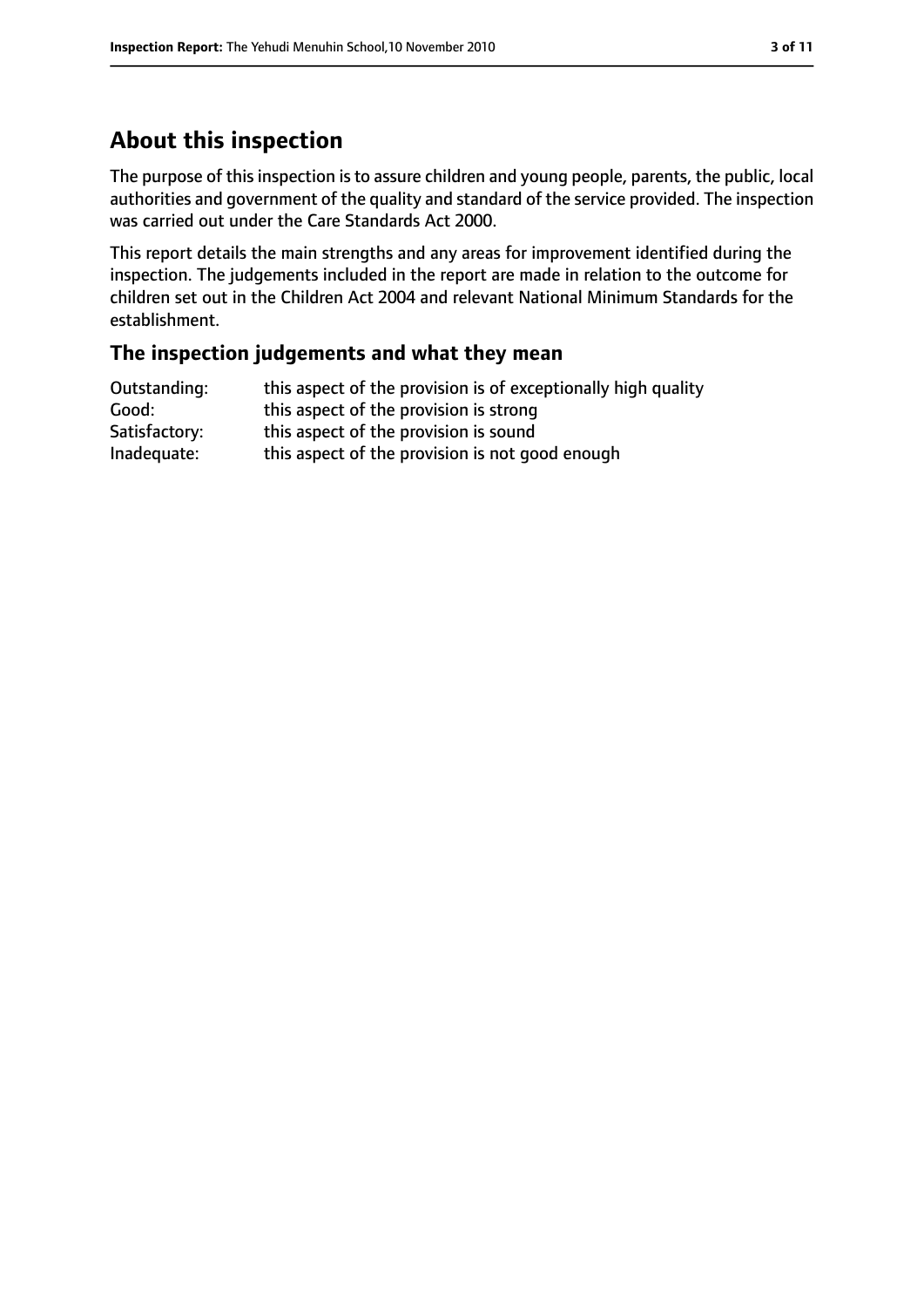## About this inspection

The purpose of this inspection is to assure children and young people, parents, the public, local authorities and government of the quality and standard of the service provided. The inspection was carried out under the Care Standards Act 2000.

This report details the main strengths and any areas for improvement identified during the inspection. The judgements included in the report are made in relation to the outcome for children set out in the Children Act 2004 and relevant National Minimum Standards for the establishment.

### The inspection judgements and what they mean

| | |
|---|---|
| Outstanding: | this aspect of the provision is of exceptionally high quality |
| Good: | this aspect of the provision is strong |
| Satisfactory: | this aspect of the provision is sound |
| Inadequate: | this aspect of the provision is not good enough |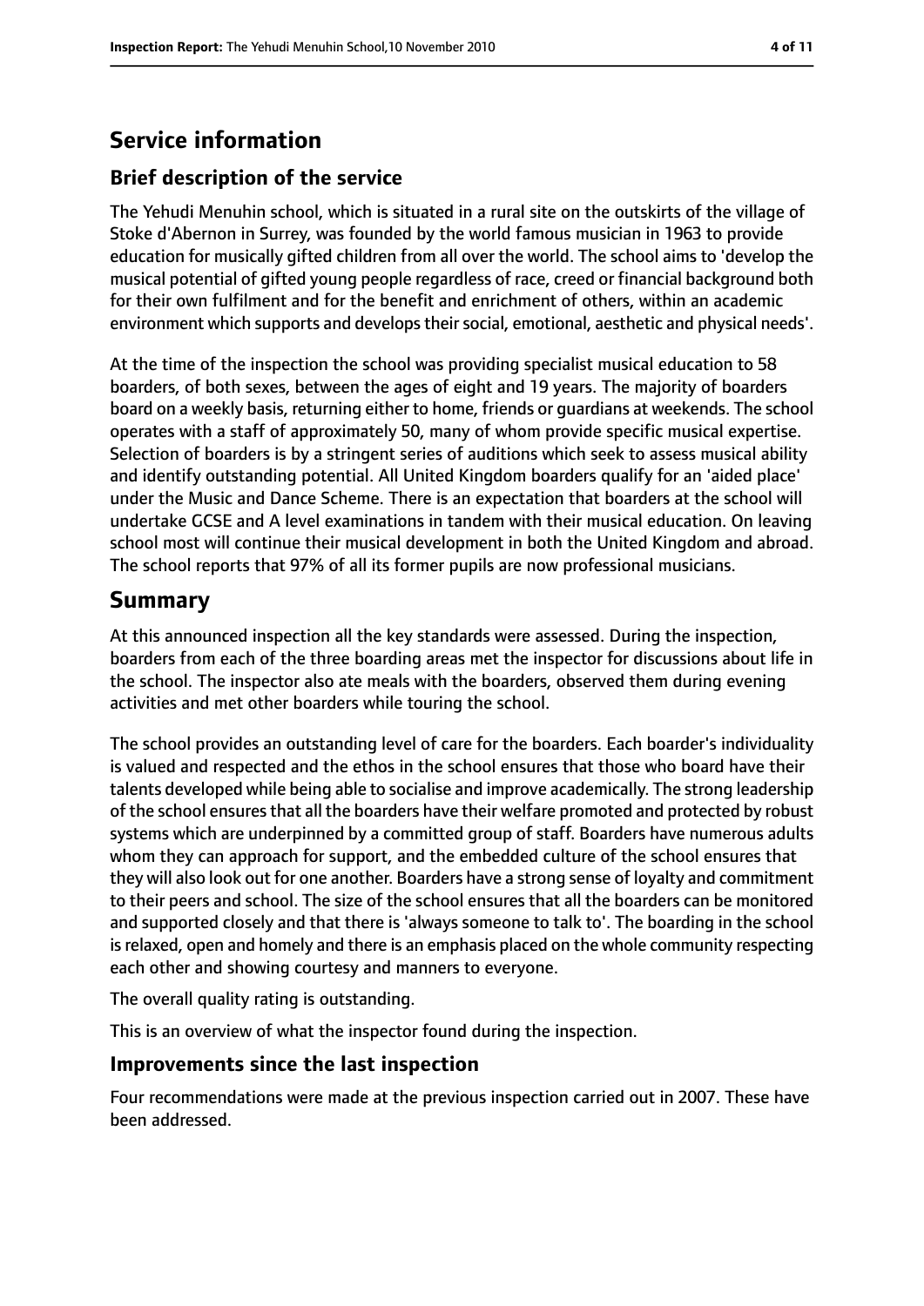# Service information

## Brief description of the service

The Yehudi Menuhin school, which is situated in a rural site on the outskirts of the village of Stoke d'Abernon in Surrey, was founded by the world famous musician in 1963 to provide education for musically gifted children from all over the world. The school aims to 'develop the musical potential of gifted young people regardless of race, creed or financial background both for their own fulfilment and for the benefit and enrichment of others, within an academic environment which supports and develops their social, emotional, aesthetic and physical needs'.

At the time of the inspection the school was providing specialist musical education to 58 boarders, of both sexes, between the ages of eight and 19 years. The majority of boarders board on a weekly basis, returning either to home, friends or guardians at weekends. The school operates with a staff of approximately 50, many of whom provide specific musical expertise. Selection of boarders is by a stringent series of auditions which seek to assess musical ability and identify outstanding potential. All United Kingdom boarders qualify for an 'aided place' under the Music and Dance Scheme. There is an expectation that boarders at the school will undertake GCSE and A level examinations in tandem with their musical education. On leaving school most will continue their musical development in both the United Kingdom and abroad. The school reports that 97% of all its former pupils are now professional musicians.

# Summary

At this announced inspection all the key standards were assessed. During the inspection, boarders from each of the three boarding areas met the inspector for discussions about life in the school. The inspector also ate meals with the boarders, observed them during evening activities and met other boarders while touring the school.

The school provides an outstanding level of care for the boarders. Each boarder's individuality is valued and respected and the ethos in the school ensures that those who board have their talents developed while being able to socialise and improve academically. The strong leadership of the school ensures that all the boarders have their welfare promoted and protected by robust systems which are underpinned by a committed group of staff. Boarders have numerous adults whom they can approach for support, and the embedded culture of the school ensures that they will also look out for one another. Boarders have a strong sense of loyalty and commitment to their peers and school. The size of the school ensures that all the boarders can be monitored and supported closely and that there is 'always someone to talk to'. The boarding in the school is relaxed, open and homely and there is an emphasis placed on the whole community respecting each other and showing courtesy and manners to everyone.

The overall quality rating is outstanding.

This is an overview of what the inspector found during the inspection.

## Improvements since the last inspection

Four recommendations were made at the previous inspection carried out in 2007. These have been addressed.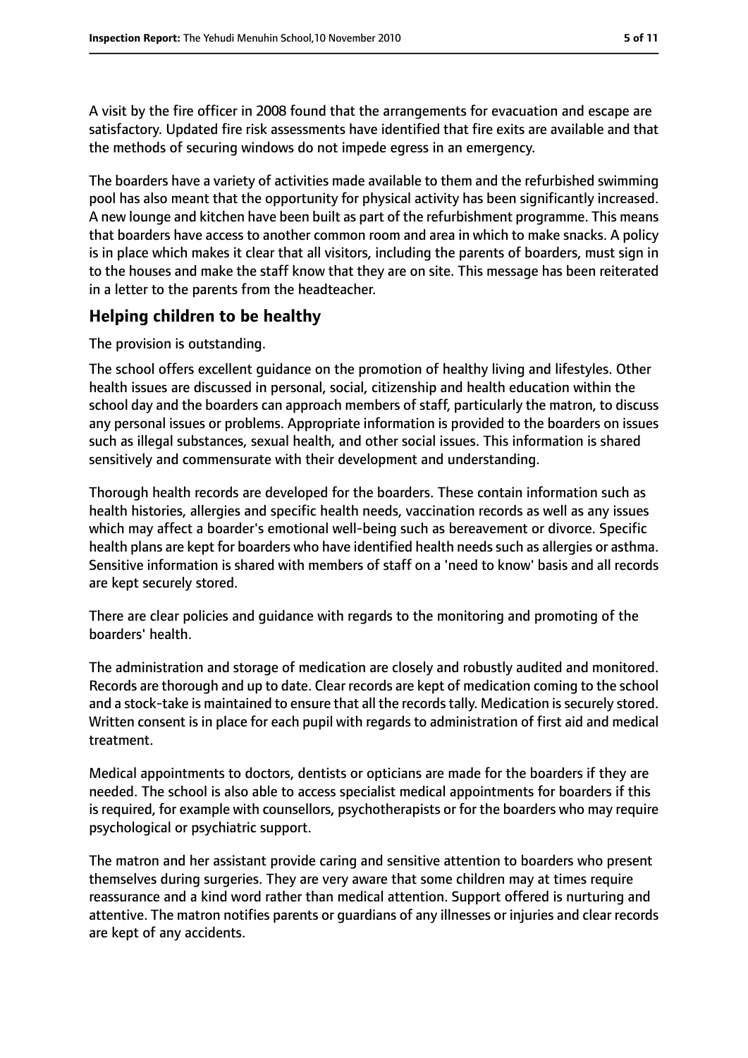A visit by the fire officer in 2008 found that the arrangements for evacuation and escape are satisfactory. Updated fire risk assessments have identified that fire exits are available and that the methods of securing windows do not impede egress in an emergency.

The boarders have a variety of activities made available to them and the refurbished swimming pool has also meant that the opportunity for physical activity has been significantly increased. A new lounge and kitchen have been built as part of the refurbishment programme. This means that boarders have access to another common room and area in which to make snacks. A policy is in place which makes it clear that all visitors, including the parents of boarders, must sign in to the houses and make the staff know that they are on site. This message has been reiterated in a letter to the parents from the headteacher.

## Helping children to be healthy

The provision is outstanding.

The school offers excellent guidance on the promotion of healthy living and lifestyles. Other health issues are discussed in personal, social, citizenship and health education within the school day and the boarders can approach members of staff, particularly the matron, to discuss any personal issues or problems. Appropriate information is provided to the boarders on issues such as illegal substances, sexual health, and other social issues. This information is shared sensitively and commensurate with their development and understanding.

Thorough health records are developed for the boarders. These contain information such as health histories, allergies and specific health needs, vaccination records as well as any issues which may affect a boarder's emotional well-being such as bereavement or divorce. Specific health plans are kept for boarders who have identified health needs such as allergies or asthma. Sensitive information is shared with members of staff on a 'need to know' basis and all records are kept securely stored.

There are clear policies and guidance with regards to the monitoring and promoting of the boarders' health.

The administration and storage of medication are closely and robustly audited and monitored. Records are thorough and up to date. Clear records are kept of medication coming to the school and a stock-take is maintained to ensure that all the records tally. Medication is securely stored. Written consent is in place for each pupil with regards to administration of first aid and medical treatment.

Medical appointments to doctors, dentists or opticians are made for the boarders if they are needed. The school is also able to access specialist medical appointments for boarders if this is required, for example with counsellors, psychotherapists or for the boarders who may require psychological or psychiatric support.

The matron and her assistant provide caring and sensitive attention to boarders who present themselves during surgeries. They are very aware that some children may at times require reassurance and a kind word rather than medical attention. Support offered is nurturing and attentive. The matron notifies parents or guardians of any illnesses or injuries and clear records are kept of any accidents.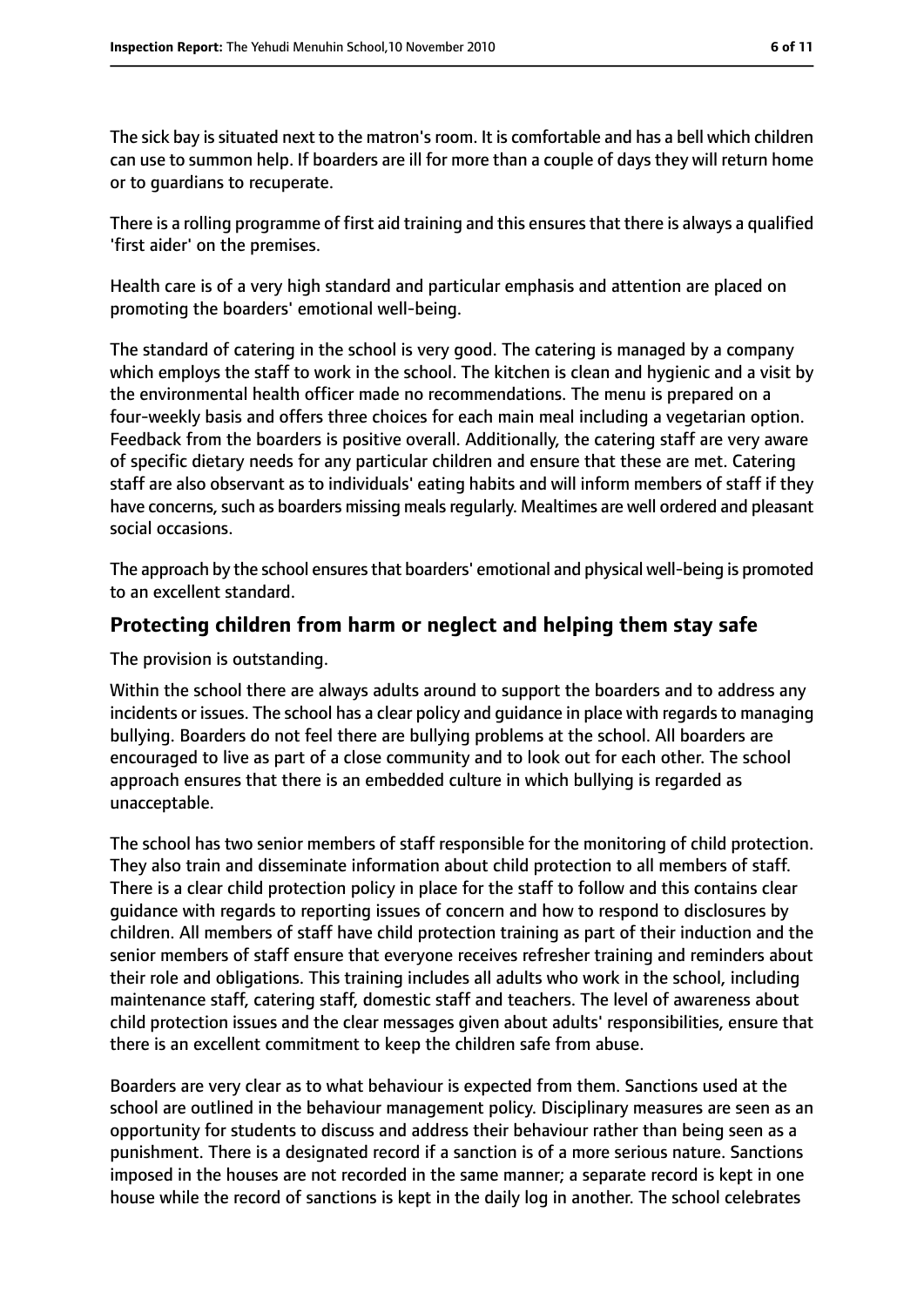The sick bay is situated next to the matron's room. It is comfortable and has a bell which children can use to summon help. If boarders are ill for more than a couple of days they will return home or to guardians to recuperate.

There is a rolling programme of first aid training and this ensures that there is always a qualified 'first aider' on the premises.

Health care is of a very high standard and particular emphasis and attention are placed on promoting the boarders' emotional well-being.

The standard of catering in the school is very good. The catering is managed by a company which employs the staff to work in the school. The kitchen is clean and hygienic and a visit by the environmental health officer made no recommendations. The menu is prepared on a four-weekly basis and offers three choices for each main meal including a vegetarian option. Feedback from the boarders is positive overall. Additionally, the catering staff are very aware of specific dietary needs for any particular children and ensure that these are met. Catering staff are also observant as to individuals' eating habits and will inform members of staff if they have concerns, such as boarders missing meals regularly. Mealtimes are well ordered and pleasant social occasions.

The approach by the school ensures that boarders' emotional and physical well-being is promoted to an excellent standard.

## Protecting children from harm or neglect and helping them stay safe

The provision is outstanding.

Within the school there are always adults around to support the boarders and to address any incidents or issues. The school has a clear policy and guidance in place with regards to managing bullying. Boarders do not feel there are bullying problems at the school. All boarders are encouraged to live as part of a close community and to look out for each other. The school approach ensures that there is an embedded culture in which bullying is regarded as unacceptable.

The school has two senior members of staff responsible for the monitoring of child protection. They also train and disseminate information about child protection to all members of staff. There is a clear child protection policy in place for the staff to follow and this contains clear guidance with regards to reporting issues of concern and how to respond to disclosures by children. All members of staff have child protection training as part of their induction and the senior members of staff ensure that everyone receives refresher training and reminders about their role and obligations. This training includes all adults who work in the school, including maintenance staff, catering staff, domestic staff and teachers. The level of awareness about child protection issues and the clear messages given about adults' responsibilities, ensure that there is an excellent commitment to keep the children safe from abuse.

Boarders are very clear as to what behaviour is expected from them. Sanctions used at the school are outlined in the behaviour management policy. Disciplinary measures are seen as an opportunity for students to discuss and address their behaviour rather than being seen as a punishment. There is a designated record if a sanction is of a more serious nature. Sanctions imposed in the houses are not recorded in the same manner; a separate record is kept in one house while the record of sanctions is kept in the daily log in another. The school celebrates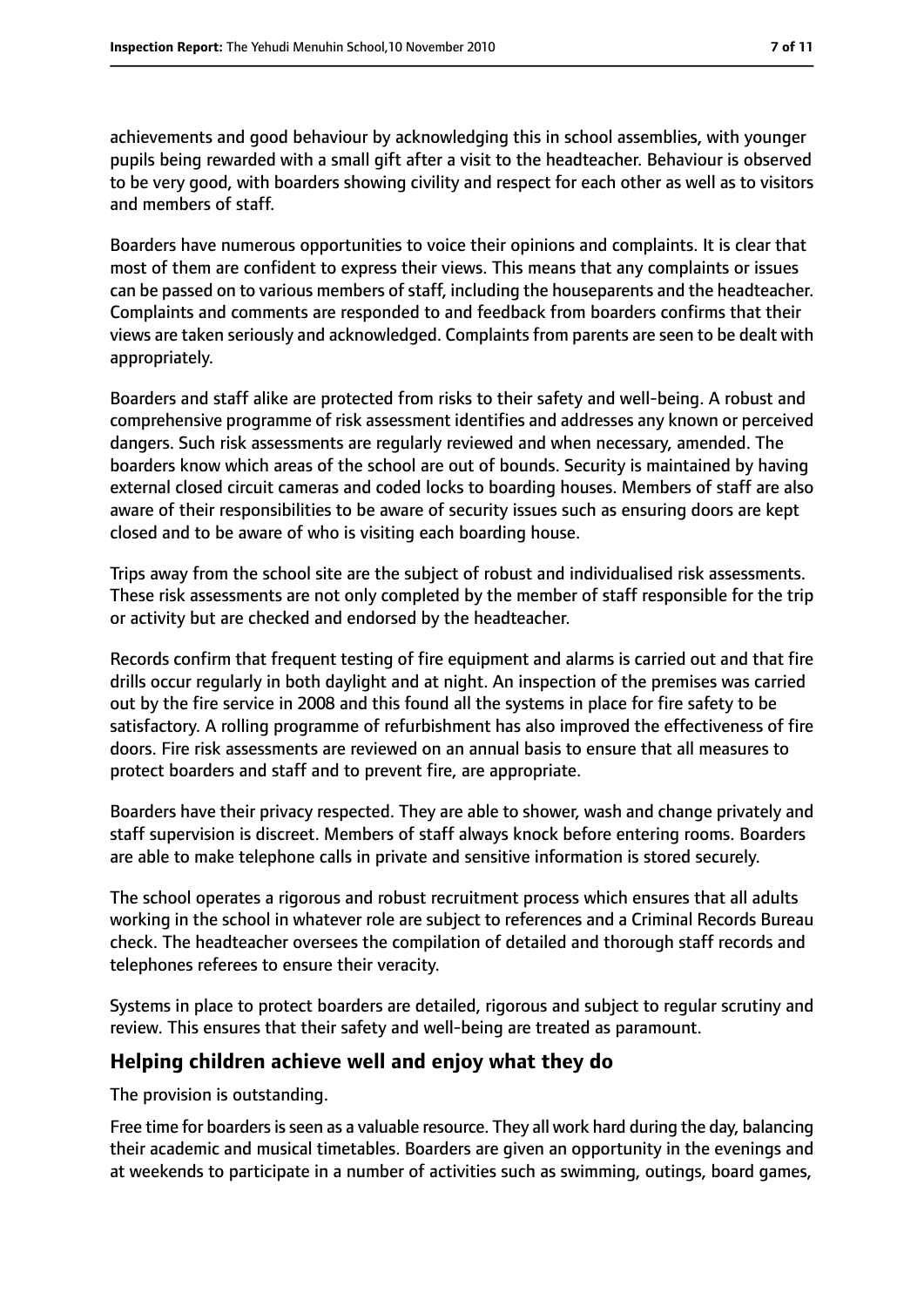achievements and good behaviour by acknowledging this in school assemblies, with younger pupils being rewarded with a small gift after a visit to the headteacher. Behaviour is observed to be very good, with boarders showing civility and respect for each other as well as to visitors and members of staff.

Boarders have numerous opportunities to voice their opinions and complaints. It is clear that most of them are confident to express their views. This means that any complaints or issues can be passed on to various members of staff, including the houseparents and the headteacher. Complaints and comments are responded to and feedback from boarders confirms that their views are taken seriously and acknowledged. Complaints from parents are seen to be dealt with appropriately.

Boarders and staff alike are protected from risks to their safety and well-being. A robust and comprehensive programme of risk assessment identifies and addresses any known or perceived dangers. Such risk assessments are regularly reviewed and when necessary, amended. The boarders know which areas of the school are out of bounds. Security is maintained by having external closed circuit cameras and coded locks to boarding houses. Members of staff are also aware of their responsibilities to be aware of security issues such as ensuring doors are kept closed and to be aware of who is visiting each boarding house.

Trips away from the school site are the subject of robust and individualised risk assessments. These risk assessments are not only completed by the member of staff responsible for the trip or activity but are checked and endorsed by the headteacher.

Records confirm that frequent testing of fire equipment and alarms is carried out and that fire drills occur regularly in both daylight and at night. An inspection of the premises was carried out by the fire service in 2008 and this found all the systems in place for fire safety to be satisfactory. A rolling programme of refurbishment has also improved the effectiveness of fire doors. Fire risk assessments are reviewed on an annual basis to ensure that all measures to protect boarders and staff and to prevent fire, are appropriate.

Boarders have their privacy respected. They are able to shower, wash and change privately and staff supervision is discreet. Members of staff always knock before entering rooms. Boarders are able to make telephone calls in private and sensitive information is stored securely.

The school operates a rigorous and robust recruitment process which ensures that all adults working in the school in whatever role are subject to references and a Criminal Records Bureau check. The headteacher oversees the compilation of detailed and thorough staff records and telephones referees to ensure their veracity.

Systems in place to protect boarders are detailed, rigorous and subject to regular scrutiny and review. This ensures that their safety and well-being are treated as paramount.

## Helping children achieve well and enjoy what they do

The provision is outstanding.

Free time for boarders is seen as a valuable resource. They all work hard during the day, balancing their academic and musical timetables. Boarders are given an opportunity in the evenings and at weekends to participate in a number of activities such as swimming, outings, board games,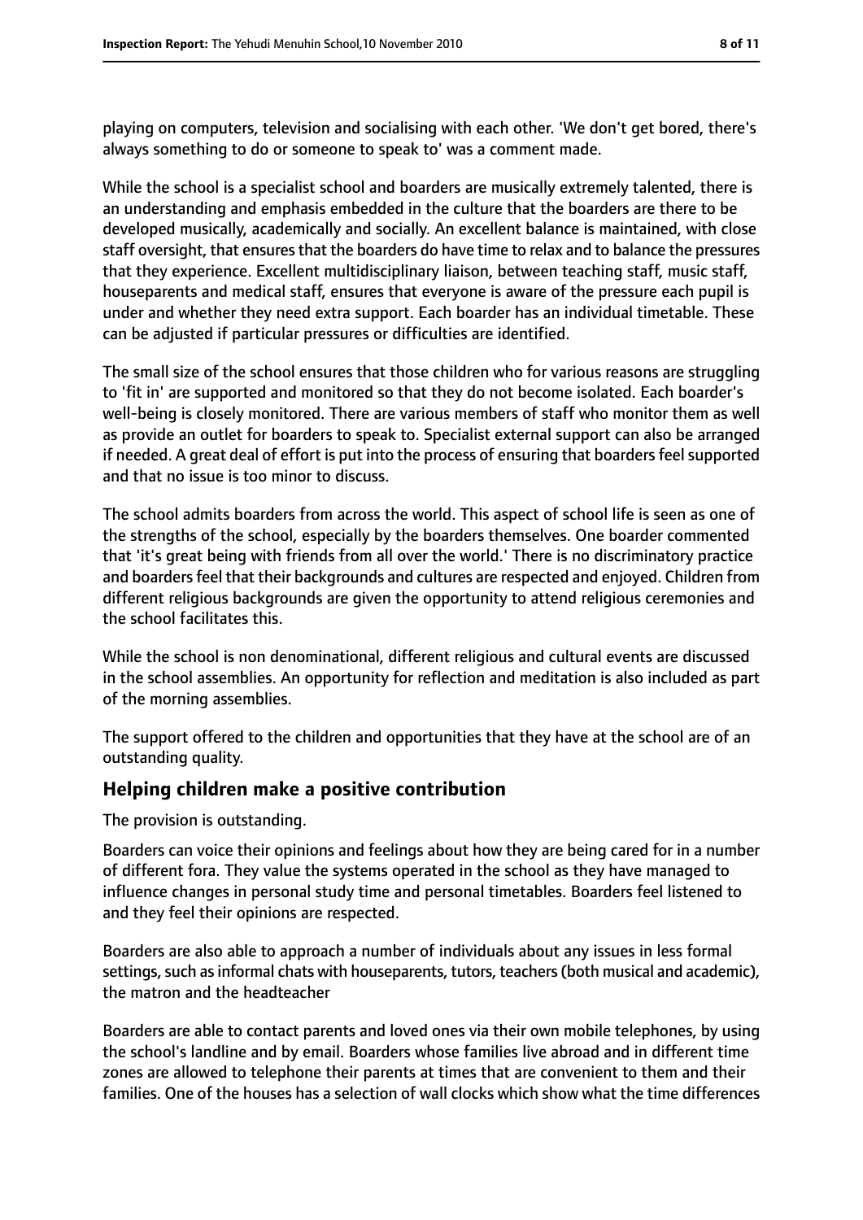playing on computers, television and socialising with each other. 'We don't get bored, there's always something to do or someone to speak to' was a comment made.

While the school is a specialist school and boarders are musically extremely talented, there is an understanding and emphasis embedded in the culture that the boarders are there to be developed musically, academically and socially. An excellent balance is maintained, with close staff oversight, that ensures that the boarders do have time to relax and to balance the pressures that they experience. Excellent multidisciplinary liaison, between teaching staff, music staff, houseparents and medical staff, ensures that everyone is aware of the pressure each pupil is under and whether they need extra support. Each boarder has an individual timetable. These can be adjusted if particular pressures or difficulties are identified.

The small size of the school ensures that those children who for various reasons are struggling to 'fit in' are supported and monitored so that they do not become isolated. Each boarder's well-being is closely monitored. There are various members of staff who monitor them as well as provide an outlet for boarders to speak to. Specialist external support can also be arranged if needed. A great deal of effort is put into the process of ensuring that boarders feel supported and that no issue is too minor to discuss.

The school admits boarders from across the world. This aspect of school life is seen as one of the strengths of the school, especially by the boarders themselves. One boarder commented that 'it's great being with friends from all over the world.' There is no discriminatory practice and boarders feel that their backgrounds and cultures are respected and enjoyed. Children from different religious backgrounds are given the opportunity to attend religious ceremonies and the school facilitates this.

While the school is non denominational, different religious and cultural events are discussed in the school assemblies. An opportunity for reflection and meditation is also included as part of the morning assemblies.

The support offered to the children and opportunities that they have at the school are of an outstanding quality.

## Helping children make a positive contribution

The provision is outstanding.

Boarders can voice their opinions and feelings about how they are being cared for in a number of different fora. They value the systems operated in the school as they have managed to influence changes in personal study time and personal timetables. Boarders feel listened to and they feel their opinions are respected.

Boarders are also able to approach a number of individuals about any issues in less formal settings, such as informal chats with houseparents, tutors, teachers (both musical and academic), the matron and the headteacher

Boarders are able to contact parents and loved ones via their own mobile telephones, by using the school's landline and by email. Boarders whose families live abroad and in different time zones are allowed to telephone their parents at times that are convenient to them and their families. One of the houses has a selection of wall clocks which show what the time differences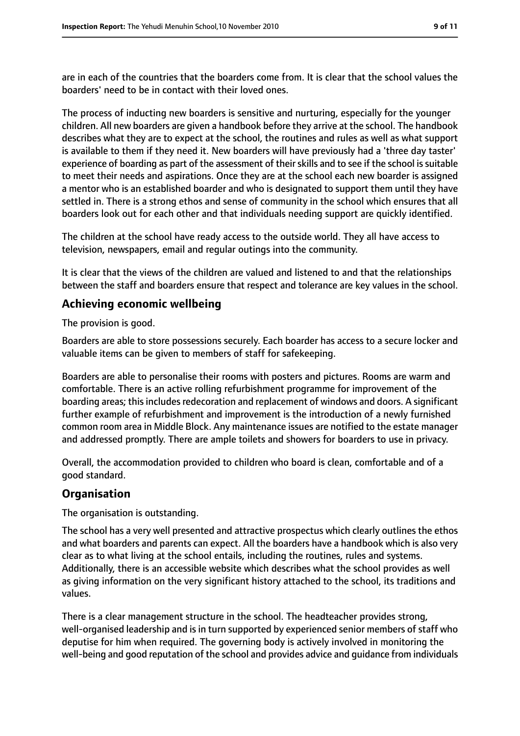are in each of the countries that the boarders come from. It is clear that the school values the boarders' need to be in contact with their loved ones.

The process of inducting new boarders is sensitive and nurturing, especially for the younger children. All new boarders are given a handbook before they arrive at the school. The handbook describes what they are to expect at the school, the routines and rules as well as what support is available to them if they need it. New boarders will have previously had a 'three day taster' experience of boarding as part of the assessment of their skills and to see if the school is suitable to meet their needs and aspirations. Once they are at the school each new boarder is assigned a mentor who is an established boarder and who is designated to support them until they have settled in. There is a strong ethos and sense of community in the school which ensures that all boarders look out for each other and that individuals needing support are quickly identified.

The children at the school have ready access to the outside world. They all have access to television, newspapers, email and regular outings into the community.

It is clear that the views of the children are valued and listened to and that the relationships between the staff and boarders ensure that respect and tolerance are key values in the school.

## Achieving economic wellbeing

The provision is good.

Boarders are able to store possessions securely. Each boarder has access to a secure locker and valuable items can be given to members of staff for safekeeping.

Boarders are able to personalise their rooms with posters and pictures. Rooms are warm and comfortable. There is an active rolling refurbishment programme for improvement of the boarding areas; this includes redecoration and replacement of windows and doors. A significant further example of refurbishment and improvement is the introduction of a newly furnished common room area in Middle Block. Any maintenance issues are notified to the estate manager and addressed promptly. There are ample toilets and showers for boarders to use in privacy.

Overall, the accommodation provided to children who board is clean, comfortable and of a good standard.

## Organisation

The organisation is outstanding.

The school has a very well presented and attractive prospectus which clearly outlines the ethos and what boarders and parents can expect. All the boarders have a handbook which is also very clear as to what living at the school entails, including the routines, rules and systems. Additionally, there is an accessible website which describes what the school provides as well as giving information on the very significant history attached to the school, its traditions and values.

There is a clear management structure in the school. The headteacher provides strong, well-organised leadership and is in turn supported by experienced senior members of staff who deputise for him when required. The governing body is actively involved in monitoring the well-being and good reputation of the school and provides advice and guidance from individuals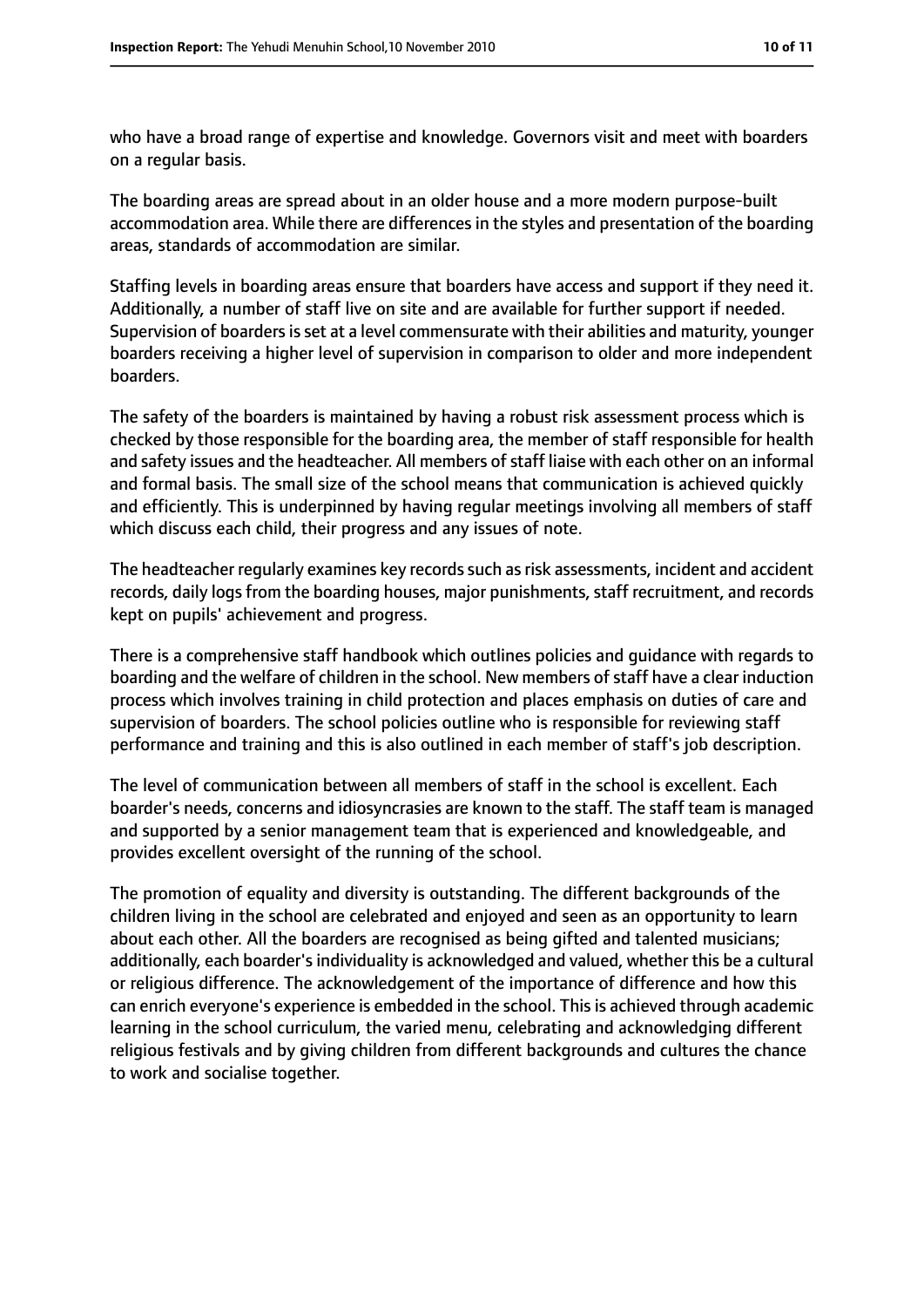who have a broad range of expertise and knowledge. Governors visit and meet with boarders on a regular basis.

The boarding areas are spread about in an older house and a more modern purpose-built accommodation area. While there are differences in the styles and presentation of the boarding areas, standards of accommodation are similar.

Staffing levels in boarding areas ensure that boarders have access and support if they need it. Additionally, a number of staff live on site and are available for further support if needed. Supervision of boarders is set at a level commensurate with their abilities and maturity, younger boarders receiving a higher level of supervision in comparison to older and more independent boarders.

The safety of the boarders is maintained by having a robust risk assessment process which is checked by those responsible for the boarding area, the member of staff responsible for health and safety issues and the headteacher. All members of staff liaise with each other on an informal and formal basis. The small size of the school means that communication is achieved quickly and efficiently. This is underpinned by having regular meetings involving all members of staff which discuss each child, their progress and any issues of note.

The headteacher regularly examines key records such as risk assessments, incident and accident records, daily logs from the boarding houses, major punishments, staff recruitment, and records kept on pupils' achievement and progress.

There is a comprehensive staff handbook which outlines policies and guidance with regards to boarding and the welfare of children in the school. New members of staff have a clear induction process which involves training in child protection and places emphasis on duties of care and supervision of boarders. The school policies outline who is responsible for reviewing staff performance and training and this is also outlined in each member of staff's job description.

The level of communication between all members of staff in the school is excellent. Each boarder's needs, concerns and idiosyncrasies are known to the staff. The staff team is managed and supported by a senior management team that is experienced and knowledgeable, and provides excellent oversight of the running of the school.

The promotion of equality and diversity is outstanding. The different backgrounds of the children living in the school are celebrated and enjoyed and seen as an opportunity to learn about each other. All the boarders are recognised as being gifted and talented musicians; additionally, each boarder's individuality is acknowledged and valued, whether this be a cultural or religious difference. The acknowledgement of the importance of difference and how this can enrich everyone's experience is embedded in the school. This is achieved through academic learning in the school curriculum, the varied menu, celebrating and acknowledging different religious festivals and by giving children from different backgrounds and cultures the chance to work and socialise together.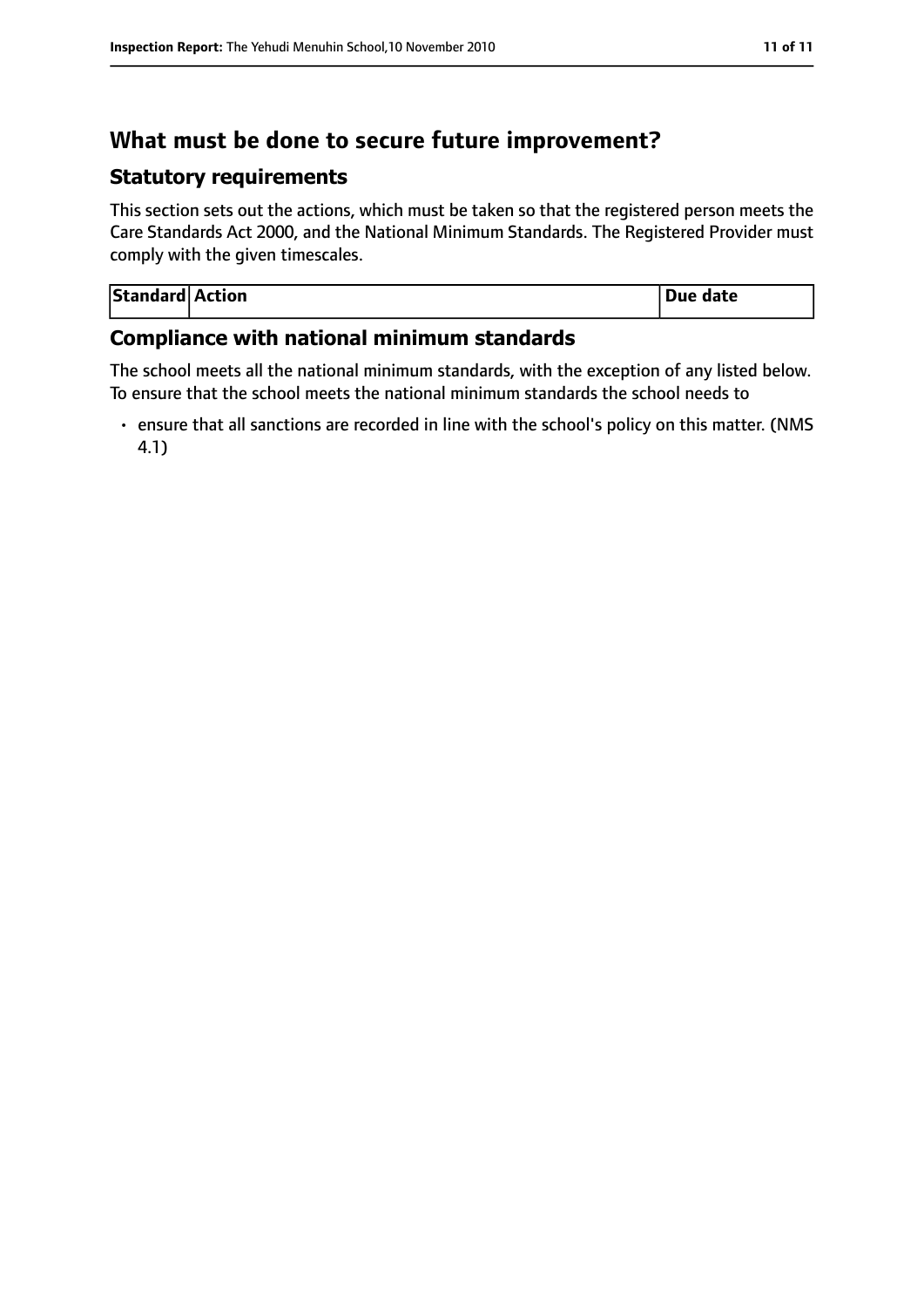## What must be done to secure future improvement?

### Statutory requirements

This section sets out the actions, which must be taken so that the registered person meets the Care Standards Act 2000, and the National Minimum Standards. The Registered Provider must comply with the given timescales.

| Standard | Action | Due date |
|---|---|---|

### Compliance with national minimum standards

The school meets all the national minimum standards, with the exception of any listed below. To ensure that the school meets the national minimum standards the school needs to

- ensure that all sanctions are recorded in line with the school's policy on this matter. (NMS 4.1)